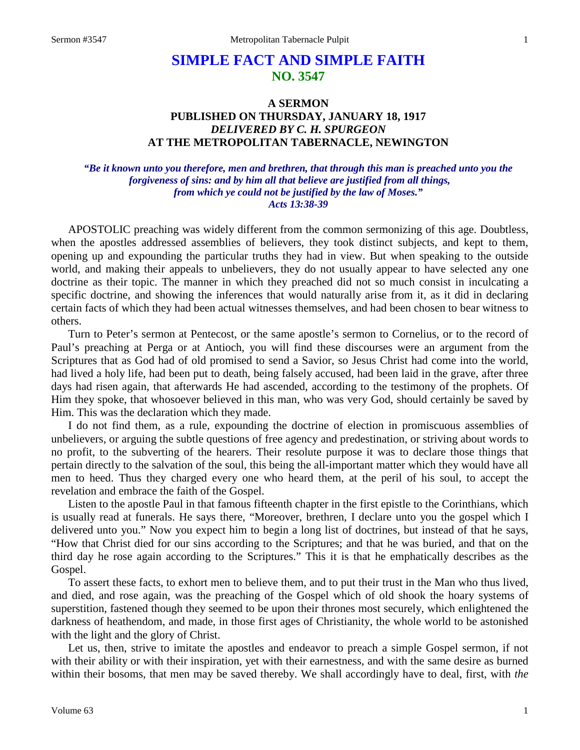# SIMPLE FACT AND SIMPLE FAITH
## NO. 3547

### A SERMON
### PUBLISHED ON THURSDAY, JANUARY 18, 1917
### *DELIVERED BY C. H. SPURGEON*
### AT THE METROPOLITAN TABERNACLE, NEWINGTON

***"Be it known unto you therefore, men and brethren, that through this man is preached unto you the forgiveness of sins: and by him all that believe are justified from all things, from which ye could not be justified by the law of Moses." Acts 13:38-39***

APOSTOLIC preaching was widely different from the common sermonizing of this age. Doubtless, when the apostles addressed assemblies of believers, they took distinct subjects, and kept to them, opening up and expounding the particular truths they had in view. But when speaking to the outside world, and making their appeals to unbelievers, they do not usually appear to have selected any one doctrine as their topic. The manner in which they preached did not so much consist in inculcating a specific doctrine, and showing the inferences that would naturally arise from it, as it did in declaring certain facts of which they had been actual witnesses themselves, and had been chosen to bear witness to others.

Turn to Peter's sermon at Pentecost, or the same apostle's sermon to Cornelius, or to the record of Paul's preaching at Perga or at Antioch, you will find these discourses were an argument from the Scriptures that as God had of old promised to send a Savior, so Jesus Christ had come into the world, had lived a holy life, had been put to death, being falsely accused, had been laid in the grave, after three days had risen again, that afterwards He had ascended, according to the testimony of the prophets. Of Him they spoke, that whosoever believed in this man, who was very God, should certainly be saved by Him. This was the declaration which they made.

I do not find them, as a rule, expounding the doctrine of election in promiscuous assemblies of unbelievers, or arguing the subtle questions of free agency and predestination, or striving about words to no profit, to the subverting of the hearers. Their resolute purpose it was to declare those things that pertain directly to the salvation of the soul, this being the all-important matter which they would have all men to heed. Thus they charged every one who heard them, at the peril of his soul, to accept the revelation and embrace the faith of the Gospel.

Listen to the apostle Paul in that famous fifteenth chapter in the first epistle to the Corinthians, which is usually read at funerals. He says there, "Moreover, brethren, I declare unto you the gospel which I delivered unto you." Now you expect him to begin a long list of doctrines, but instead of that he says, "How that Christ died for our sins according to the Scriptures; and that he was buried, and that on the third day he rose again according to the Scriptures." This it is that he emphatically describes as the Gospel.

To assert these facts, to exhort men to believe them, and to put their trust in the Man who thus lived, and died, and rose again, was the preaching of the Gospel which of old shook the hoary systems of superstition, fastened though they seemed to be upon their thrones most securely, which enlightened the darkness of heathendom, and made, in those first ages of Christianity, the whole world to be astonished with the light and the glory of Christ.

Let us, then, strive to imitate the apostles and endeavor to preach a simple Gospel sermon, if not with their ability or with their inspiration, yet with their earnestness, and with the same desire as burned within their bosoms, that men may be saved thereby. We shall accordingly have to deal, first, with *the*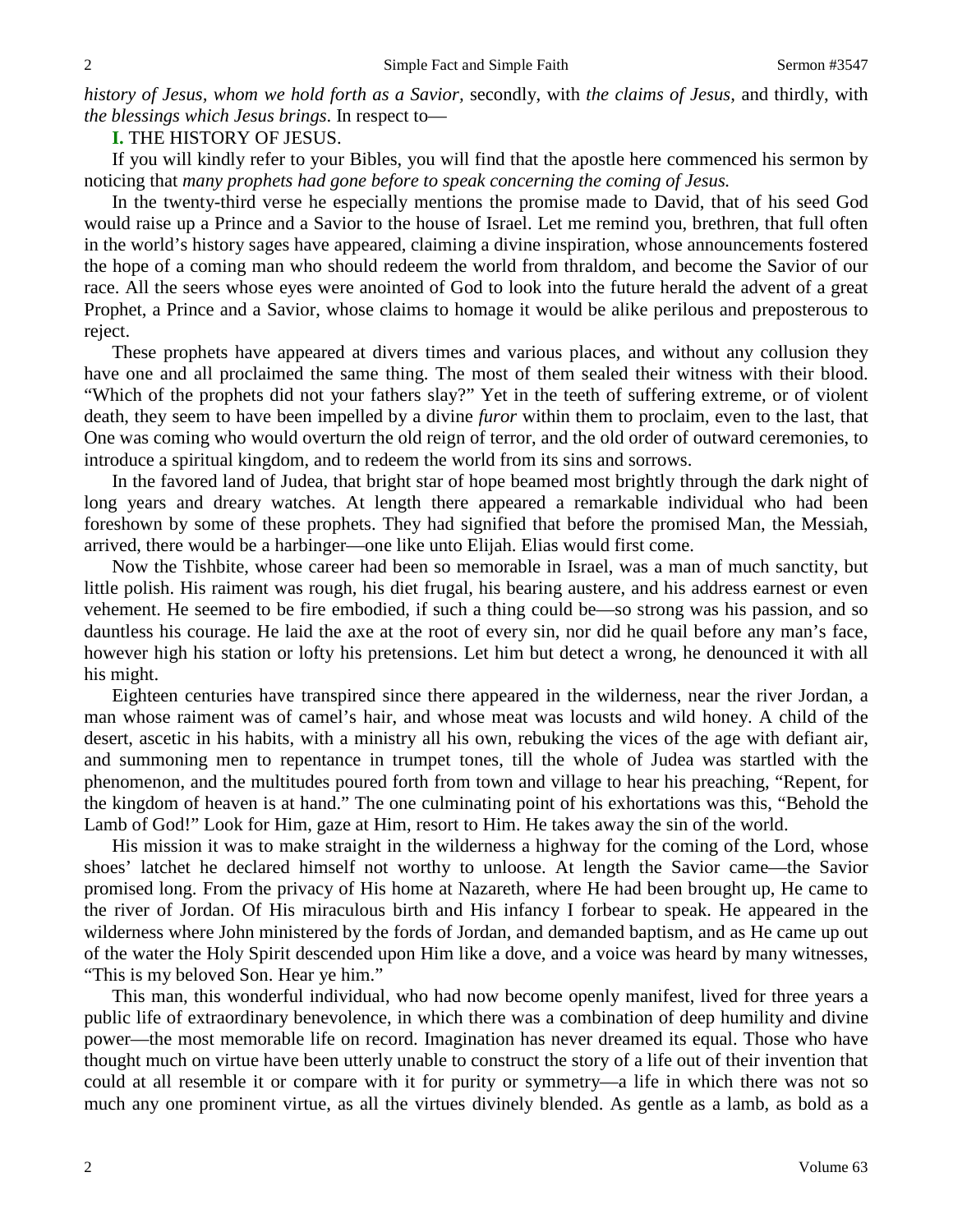*history of Jesus, whom we hold forth as a Savior*, secondly, with *the claims of Jesus,* and thirdly, with *the blessings which Jesus brings*. In respect to—

**I.** THE HISTORY OF JESUS.

If you will kindly refer to your Bibles, you will find that the apostle here commenced his sermon by noticing that *many prophets had gone before to speak concerning the coming of Jesus.*

In the twenty-third verse he especially mentions the promise made to David, that of his seed God would raise up a Prince and a Savior to the house of Israel. Let me remind you, brethren, that full often in the world's history sages have appeared, claiming a divine inspiration, whose announcements fostered the hope of a coming man who should redeem the world from thraldom, and become the Savior of our race. All the seers whose eyes were anointed of God to look into the future herald the advent of a great Prophet, a Prince and a Savior, whose claims to homage it would be alike perilous and preposterous to reject.

These prophets have appeared at divers times and various places, and without any collusion they have one and all proclaimed the same thing. The most of them sealed their witness with their blood. "Which of the prophets did not your fathers slay?" Yet in the teeth of suffering extreme, or of violent death, they seem to have been impelled by a divine *furor* within them to proclaim, even to the last, that One was coming who would overturn the old reign of terror, and the old order of outward ceremonies, to introduce a spiritual kingdom, and to redeem the world from its sins and sorrows.

In the favored land of Judea, that bright star of hope beamed most brightly through the dark night of long years and dreary watches. At length there appeared a remarkable individual who had been foreshown by some of these prophets. They had signified that before the promised Man, the Messiah, arrived, there would be a harbinger—one like unto Elijah. Elias would first come.

Now the Tishbite, whose career had been so memorable in Israel, was a man of much sanctity, but little polish. His raiment was rough, his diet frugal, his bearing austere, and his address earnest or even vehement. He seemed to be fire embodied, if such a thing could be—so strong was his passion, and so dauntless his courage. He laid the axe at the root of every sin, nor did he quail before any man's face, however high his station or lofty his pretensions. Let him but detect a wrong, he denounced it with all his might.

Eighteen centuries have transpired since there appeared in the wilderness, near the river Jordan, a man whose raiment was of camel's hair, and whose meat was locusts and wild honey. A child of the desert, ascetic in his habits, with a ministry all his own, rebuking the vices of the age with defiant air, and summoning men to repentance in trumpet tones, till the whole of Judea was startled with the phenomenon, and the multitudes poured forth from town and village to hear his preaching, "Repent, for the kingdom of heaven is at hand." The one culminating point of his exhortations was this, "Behold the Lamb of God!" Look for Him, gaze at Him, resort to Him. He takes away the sin of the world.

His mission it was to make straight in the wilderness a highway for the coming of the Lord, whose shoes' latchet he declared himself not worthy to unloose. At length the Savior came—the Savior promised long. From the privacy of His home at Nazareth, where He had been brought up, He came to the river of Jordan. Of His miraculous birth and His infancy I forbear to speak. He appeared in the wilderness where John ministered by the fords of Jordan, and demanded baptism, and as He came up out of the water the Holy Spirit descended upon Him like a dove, and a voice was heard by many witnesses, "This is my beloved Son. Hear ye him."

This man, this wonderful individual, who had now become openly manifest, lived for three years a public life of extraordinary benevolence, in which there was a combination of deep humility and divine power—the most memorable life on record. Imagination has never dreamed its equal. Those who have thought much on virtue have been utterly unable to construct the story of a life out of their invention that could at all resemble it or compare with it for purity or symmetry—a life in which there was not so much any one prominent virtue, as all the virtues divinely blended. As gentle as a lamb, as bold as a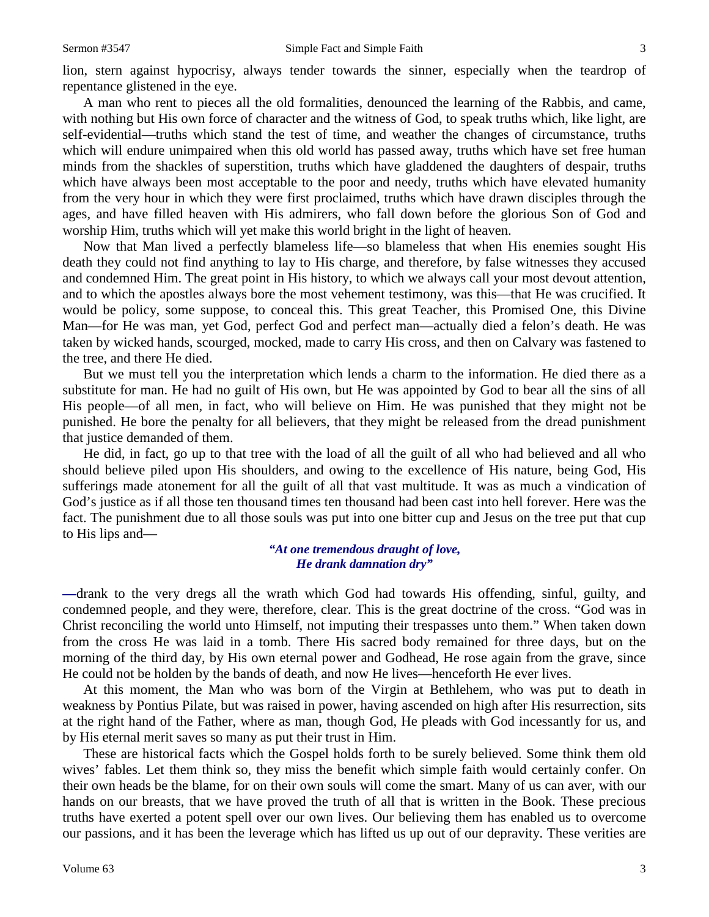lion, stern against hypocrisy, always tender towards the sinner, especially when the teardrop of repentance glistened in the eye.

A man who rent to pieces all the old formalities, denounced the learning of the Rabbis, and came, with nothing but His own force of character and the witness of God, to speak truths which, like light, are self-evidential—truths which stand the test of time, and weather the changes of circumstance, truths which will endure unimpaired when this old world has passed away, truths which have set free human minds from the shackles of superstition, truths which have gladdened the daughters of despair, truths which have always been most acceptable to the poor and needy, truths which have elevated humanity from the very hour in which they were first proclaimed, truths which have drawn disciples through the ages, and have filled heaven with His admirers, who fall down before the glorious Son of God and worship Him, truths which will yet make this world bright in the light of heaven.

Now that Man lived a perfectly blameless life—so blameless that when His enemies sought His death they could not find anything to lay to His charge, and therefore, by false witnesses they accused and condemned Him. The great point in His history, to which we always call your most devout attention, and to which the apostles always bore the most vehement testimony, was this—that He was crucified. It would be policy, some suppose, to conceal this. This great Teacher, this Promised One, this Divine Man—for He was man, yet God, perfect God and perfect man—actually died a felon's death. He was taken by wicked hands, scourged, mocked, made to carry His cross, and then on Calvary was fastened to the tree, and there He died.

But we must tell you the interpretation which lends a charm to the information. He died there as a substitute for man. He had no guilt of His own, but He was appointed by God to bear all the sins of all His people—of all men, in fact, who will believe on Him. He was punished that they might not be punished. He bore the penalty for all believers, that they might be released from the dread punishment that justice demanded of them.

He did, in fact, go up to that tree with the load of all the guilt of all who had believed and all who should believe piled upon His shoulders, and owing to the excellence of His nature, being God, His sufferings made atonement for all the guilt of all that vast multitude. It was as much a vindication of God's justice as if all those ten thousand times ten thousand had been cast into hell forever. Here was the fact. The punishment due to all those souls was put into one bitter cup and Jesus on the tree put that cup to His lips and—

> ***"At one tremendous draught of love,***
> ***He drank damnation dry"***

—drank to the very dregs all the wrath which God had towards His offending, sinful, guilty, and condemned people, and they were, therefore, clear. This is the great doctrine of the cross. "God was in Christ reconciling the world unto Himself, not imputing their trespasses unto them." When taken down from the cross He was laid in a tomb. There His sacred body remained for three days, but on the morning of the third day, by His own eternal power and Godhead, He rose again from the grave, since He could not be holden by the bands of death, and now He lives—henceforth He ever lives.

At this moment, the Man who was born of the Virgin at Bethlehem, who was put to death in weakness by Pontius Pilate, but was raised in power, having ascended on high after His resurrection, sits at the right hand of the Father, where as man, though God, He pleads with God incessantly for us, and by His eternal merit saves so many as put their trust in Him.

These are historical facts which the Gospel holds forth to be surely believed. Some think them old wives' fables. Let them think so, they miss the benefit which simple faith would certainly confer. On their own heads be the blame, for on their own souls will come the smart. Many of us can aver, with our hands on our breasts, that we have proved the truth of all that is written in the Book. These precious truths have exerted a potent spell over our own lives. Our believing them has enabled us to overcome our passions, and it has been the leverage which has lifted us up out of our depravity. These verities are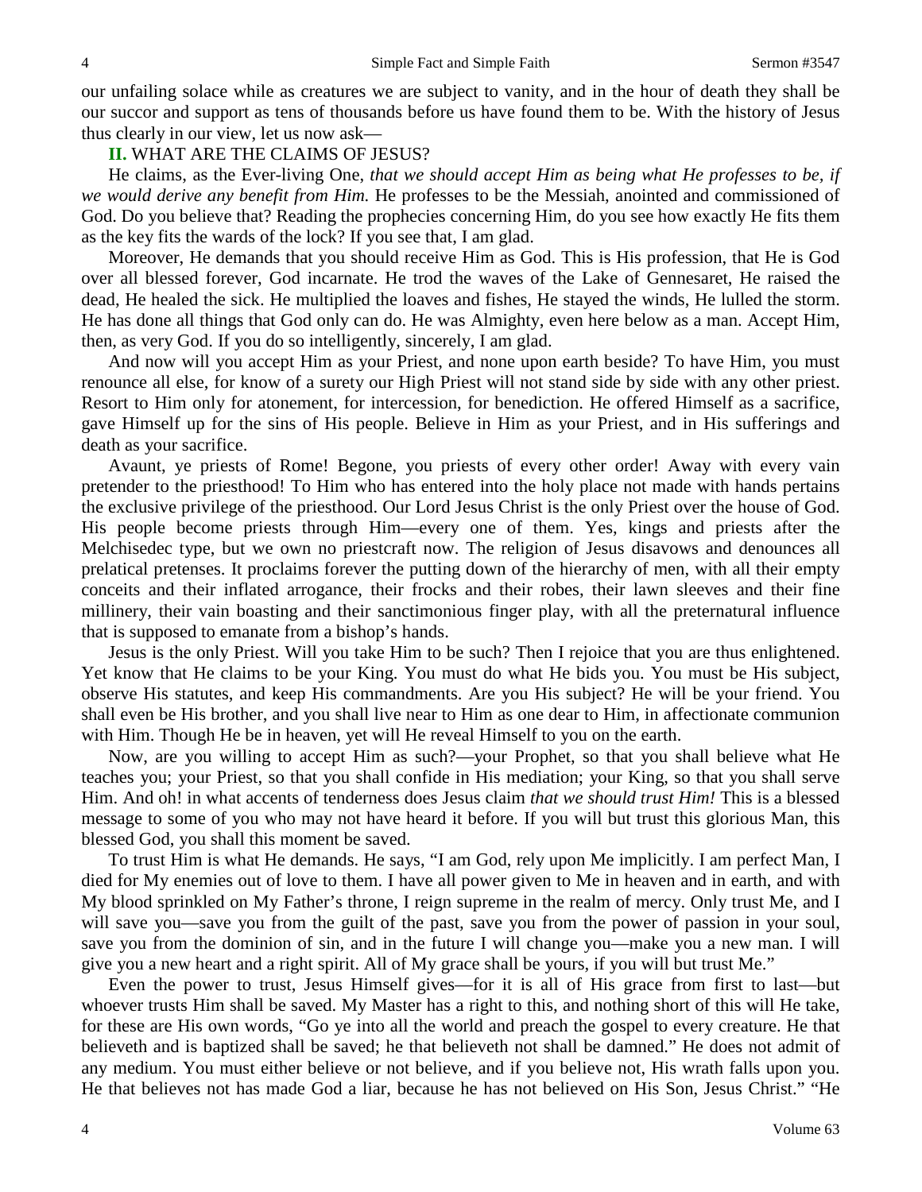our unfailing solace while as creatures we are subject to vanity, and in the hour of death they shall be our succor and support as tens of thousands before us have found them to be. With the history of Jesus thus clearly in our view, let us now ask—

**II.** WHAT ARE THE CLAIMS OF JESUS?

He claims, as the Ever-living One, *that we should accept Him as being what He professes to be, if we would derive any benefit from Him.* He professes to be the Messiah, anointed and commissioned of God. Do you believe that? Reading the prophecies concerning Him, do you see how exactly He fits them as the key fits the wards of the lock? If you see that, I am glad.

Moreover, He demands that you should receive Him as God. This is His profession, that He is God over all blessed forever, God incarnate. He trod the waves of the Lake of Gennesaret, He raised the dead, He healed the sick. He multiplied the loaves and fishes, He stayed the winds, He lulled the storm. He has done all things that God only can do. He was Almighty, even here below as a man. Accept Him, then, as very God. If you do so intelligently, sincerely, I am glad.

And now will you accept Him as your Priest, and none upon earth beside? To have Him, you must renounce all else, for know of a surety our High Priest will not stand side by side with any other priest. Resort to Him only for atonement, for intercession, for benediction. He offered Himself as a sacrifice, gave Himself up for the sins of His people. Believe in Him as your Priest, and in His sufferings and death as your sacrifice.

Avaunt, ye priests of Rome! Begone, you priests of every other order! Away with every vain pretender to the priesthood! To Him who has entered into the holy place not made with hands pertains the exclusive privilege of the priesthood. Our Lord Jesus Christ is the only Priest over the house of God. His people become priests through Him—every one of them. Yes, kings and priests after the Melchisedec type, but we own no priestcraft now. The religion of Jesus disavows and denounces all prelatical pretenses. It proclaims forever the putting down of the hierarchy of men, with all their empty conceits and their inflated arrogance, their frocks and their robes, their lawn sleeves and their fine millinery, their vain boasting and their sanctimonious finger play, with all the preternatural influence that is supposed to emanate from a bishop's hands.

Jesus is the only Priest. Will you take Him to be such? Then I rejoice that you are thus enlightened. Yet know that He claims to be your King. You must do what He bids you. You must be His subject, observe His statutes, and keep His commandments. Are you His subject? He will be your friend. You shall even be His brother, and you shall live near to Him as one dear to Him, in affectionate communion with Him. Though He be in heaven, yet will He reveal Himself to you on the earth.

Now, are you willing to accept Him as such?—your Prophet, so that you shall believe what He teaches you; your Priest, so that you shall confide in His mediation; your King, so that you shall serve Him. And oh! in what accents of tenderness does Jesus claim *that we should trust Him!* This is a blessed message to some of you who may not have heard it before. If you will but trust this glorious Man, this blessed God, you shall this moment be saved.

To trust Him is what He demands. He says, "I am God, rely upon Me implicitly. I am perfect Man, I died for My enemies out of love to them. I have all power given to Me in heaven and in earth, and with My blood sprinkled on My Father's throne, I reign supreme in the realm of mercy. Only trust Me, and I will save you—save you from the guilt of the past, save you from the power of passion in your soul, save you from the dominion of sin, and in the future I will change you—make you a new man. I will give you a new heart and a right spirit. All of My grace shall be yours, if you will but trust Me."

Even the power to trust, Jesus Himself gives—for it is all of His grace from first to last—but whoever trusts Him shall be saved. My Master has a right to this, and nothing short of this will He take, for these are His own words, "Go ye into all the world and preach the gospel to every creature. He that believeth and is baptized shall be saved; he that believeth not shall be damned." He does not admit of any medium. You must either believe or not believe, and if you believe not, His wrath falls upon you. He that believes not has made God a liar, because he has not believed on His Son, Jesus Christ." "He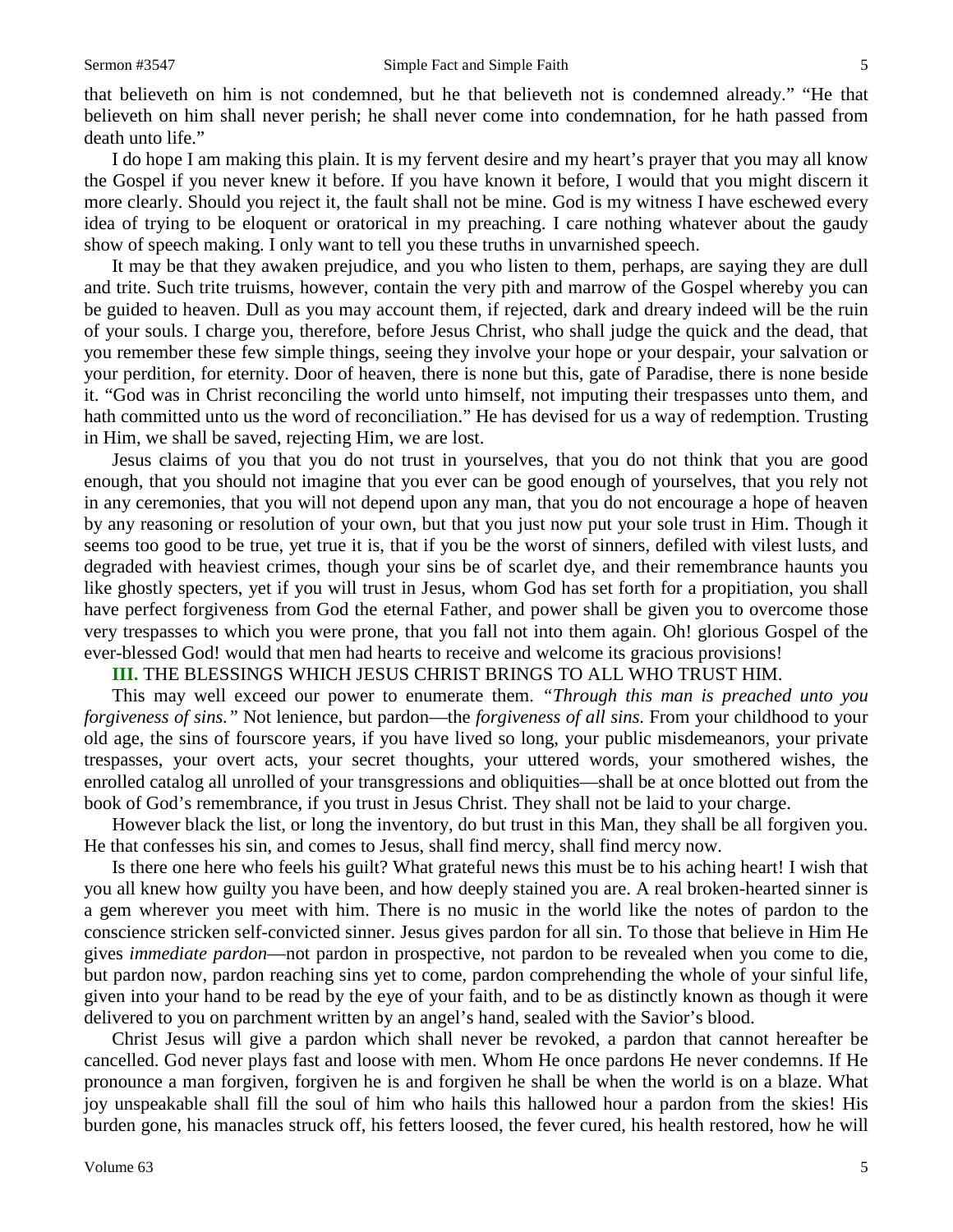that believeth on him is not condemned, but he that believeth not is condemned already." "He that believeth on him shall never perish; he shall never come into condemnation, for he hath passed from death unto life."

I do hope I am making this plain. It is my fervent desire and my heart's prayer that you may all know the Gospel if you never knew it before. If you have known it before, I would that you might discern it more clearly. Should you reject it, the fault shall not be mine. God is my witness I have eschewed every idea of trying to be eloquent or oratorical in my preaching. I care nothing whatever about the gaudy show of speech making. I only want to tell you these truths in unvarnished speech.

It may be that they awaken prejudice, and you who listen to them, perhaps, are saying they are dull and trite. Such trite truisms, however, contain the very pith and marrow of the Gospel whereby you can be guided to heaven. Dull as you may account them, if rejected, dark and dreary indeed will be the ruin of your souls. I charge you, therefore, before Jesus Christ, who shall judge the quick and the dead, that you remember these few simple things, seeing they involve your hope or your despair, your salvation or your perdition, for eternity. Door of heaven, there is none but this, gate of Paradise, there is none beside it. "God was in Christ reconciling the world unto himself, not imputing their trespasses unto them, and hath committed unto us the word of reconciliation." He has devised for us a way of redemption. Trusting in Him, we shall be saved, rejecting Him, we are lost.

Jesus claims of you that you do not trust in yourselves, that you do not think that you are good enough, that you should not imagine that you ever can be good enough of yourselves, that you rely not in any ceremonies, that you will not depend upon any man, that you do not encourage a hope of heaven by any reasoning or resolution of your own, but that you just now put your sole trust in Him. Though it seems too good to be true, yet true it is, that if you be the worst of sinners, defiled with vilest lusts, and degraded with heaviest crimes, though your sins be of scarlet dye, and their remembrance haunts you like ghostly specters, yet if you will trust in Jesus, whom God has set forth for a propitiation, you shall have perfect forgiveness from God the eternal Father, and power shall be given you to overcome those very trespasses to which you were prone, that you fall not into them again. Oh! glorious Gospel of the ever-blessed God! would that men had hearts to receive and welcome its gracious provisions!

**III.** THE BLESSINGS WHICH JESUS CHRIST BRINGS TO ALL WHO TRUST HIM.

This may well exceed our power to enumerate them. *"Through this man is preached unto you forgiveness of sins."* Not lenience, but pardon—the *forgiveness of all sins*. From your childhood to your old age, the sins of fourscore years, if you have lived so long, your public misdemeanors, your private trespasses, your overt acts, your secret thoughts, your uttered words, your smothered wishes, the enrolled catalog all unrolled of your transgressions and obliquities—shall be at once blotted out from the book of God's remembrance, if you trust in Jesus Christ. They shall not be laid to your charge.

However black the list, or long the inventory, do but trust in this Man, they shall be all forgiven you. He that confesses his sin, and comes to Jesus, shall find mercy, shall find mercy now.

Is there one here who feels his guilt? What grateful news this must be to his aching heart! I wish that you all knew how guilty you have been, and how deeply stained you are. A real broken-hearted sinner is a gem wherever you meet with him. There is no music in the world like the notes of pardon to the conscience stricken self-convicted sinner. Jesus gives pardon for all sin. To those that believe in Him He gives *immediate pardon*—not pardon in prospective, not pardon to be revealed when you come to die, but pardon now, pardon reaching sins yet to come, pardon comprehending the whole of your sinful life, given into your hand to be read by the eye of your faith, and to be as distinctly known as though it were delivered to you on parchment written by an angel's hand, sealed with the Savior's blood.

Christ Jesus will give a pardon which shall never be revoked, a pardon that cannot hereafter be cancelled. God never plays fast and loose with men. Whom He once pardons He never condemns. If He pronounce a man forgiven, forgiven he is and forgiven he shall be when the world is on a blaze. What joy unspeakable shall fill the soul of him who hails this hallowed hour a pardon from the skies! His burden gone, his manacles struck off, his fetters loosed, the fever cured, his health restored, how he will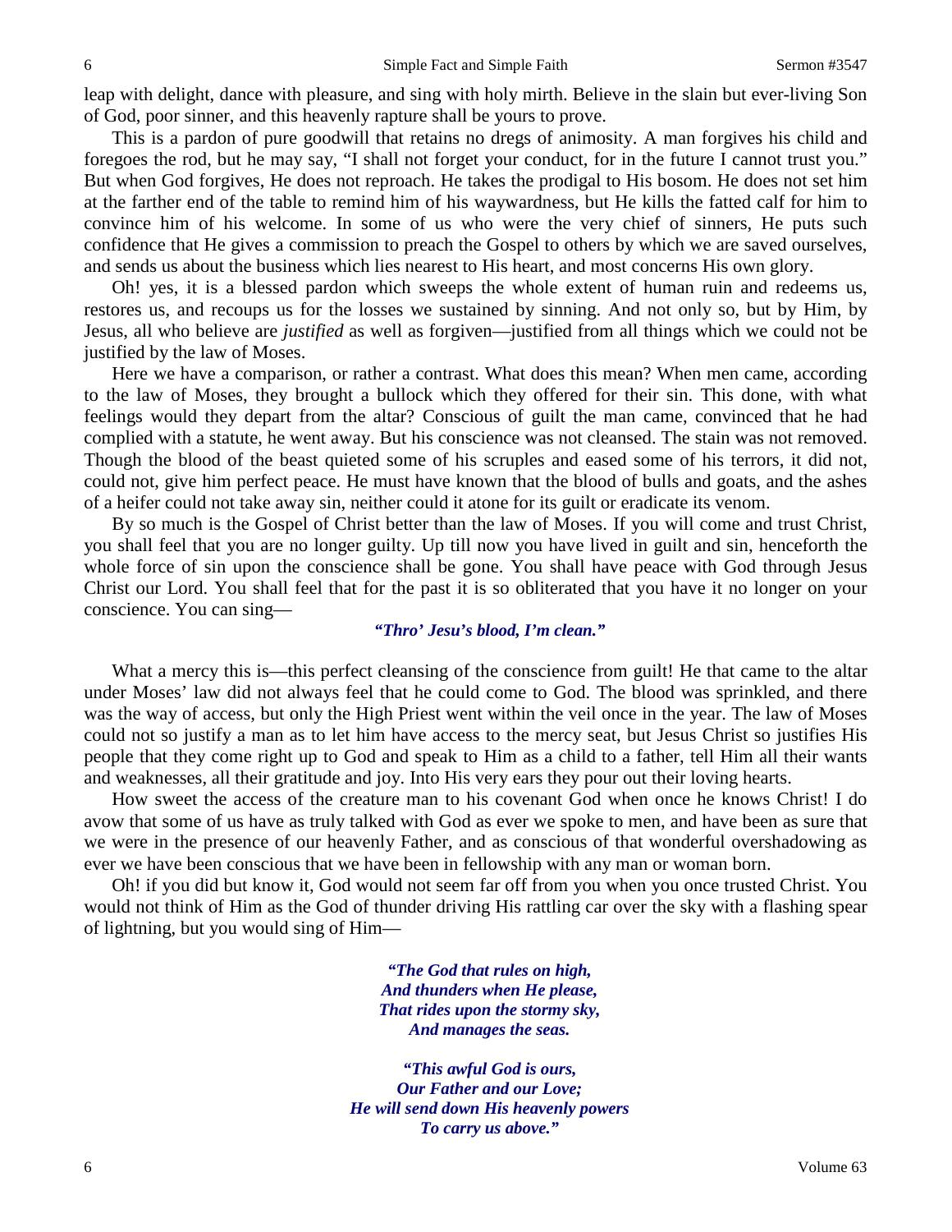leap with delight, dance with pleasure, and sing with holy mirth. Believe in the slain but ever-living Son of God, poor sinner, and this heavenly rapture shall be yours to prove.

This is a pardon of pure goodwill that retains no dregs of animosity. A man forgives his child and foregoes the rod, but he may say, "I shall not forget your conduct, for in the future I cannot trust you." But when God forgives, He does not reproach. He takes the prodigal to His bosom. He does not set him at the farther end of the table to remind him of his waywardness, but He kills the fatted calf for him to convince him of his welcome. In some of us who were the very chief of sinners, He puts such confidence that He gives a commission to preach the Gospel to others by which we are saved ourselves, and sends us about the business which lies nearest to His heart, and most concerns His own glory.

Oh! yes, it is a blessed pardon which sweeps the whole extent of human ruin and redeems us, restores us, and recoups us for the losses we sustained by sinning. And not only so, but by Him, by Jesus, all who believe are *justified* as well as forgiven—justified from all things which we could not be justified by the law of Moses.

Here we have a comparison, or rather a contrast. What does this mean? When men came, according to the law of Moses, they brought a bullock which they offered for their sin. This done, with what feelings would they depart from the altar? Conscious of guilt the man came, convinced that he had complied with a statute, he went away. But his conscience was not cleansed. The stain was not removed. Though the blood of the beast quieted some of his scruples and eased some of his terrors, it did not, could not, give him perfect peace. He must have known that the blood of bulls and goats, and the ashes of a heifer could not take away sin, neither could it atone for its guilt or eradicate its venom.

By so much is the Gospel of Christ better than the law of Moses. If you will come and trust Christ, you shall feel that you are no longer guilty. Up till now you have lived in guilt and sin, henceforth the whole force of sin upon the conscience shall be gone. You shall have peace with God through Jesus Christ our Lord. You shall feel that for the past it is so obliterated that you have it no longer on your conscience. You can sing—

> ***"Thro' Jesu's blood, I'm clean."***

What a mercy this is—this perfect cleansing of the conscience from guilt! He that came to the altar under Moses' law did not always feel that he could come to God. The blood was sprinkled, and there was the way of access, but only the High Priest went within the veil once in the year. The law of Moses could not so justify a man as to let him have access to the mercy seat, but Jesus Christ so justifies His people that they come right up to God and speak to Him as a child to a father, tell Him all their wants and weaknesses, all their gratitude and joy. Into His very ears they pour out their loving hearts.

How sweet the access of the creature man to his covenant God when once he knows Christ! I do avow that some of us have as truly talked with God as ever we spoke to men, and have been as sure that we were in the presence of our heavenly Father, and as conscious of that wonderful overshadowing as ever we have been conscious that we have been in fellowship with any man or woman born.

Oh! if you did but know it, God would not seem far off from you when you once trusted Christ. You would not think of Him as the God of thunder driving His rattling car over the sky with a flashing spear of lightning, but you would sing of Him—

> ***"The God that rules on high,***
> ***And thunders when He please,***
> ***That rides upon the stormy sky,***
> ***And manages the seas.***
>
> ***"This awful God is ours,***
> ***Our Father and our Love;***
> ***He will send down His heavenly powers***
> ***To carry us above."***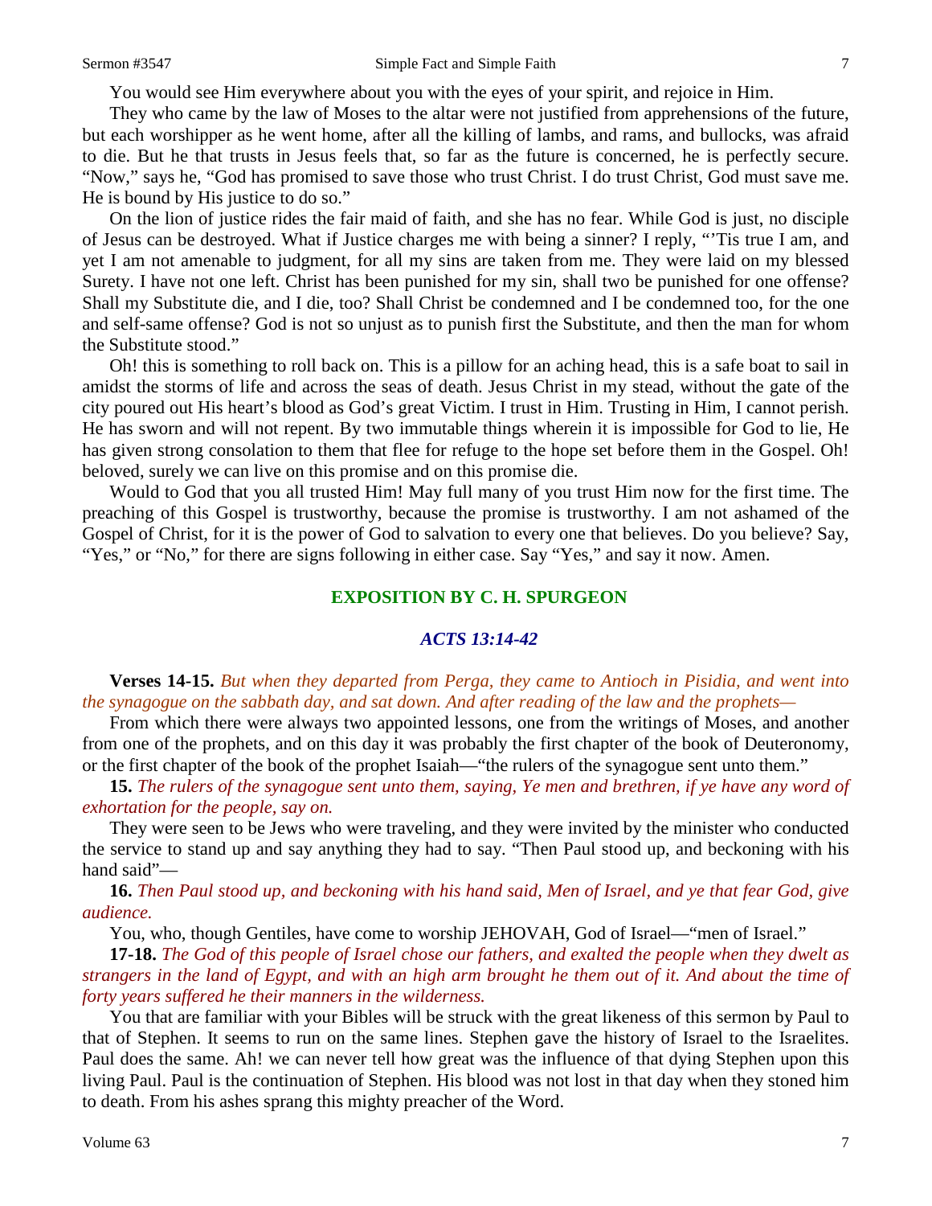You would see Him everywhere about you with the eyes of your spirit, and rejoice in Him.

They who came by the law of Moses to the altar were not justified from apprehensions of the future, but each worshipper as he went home, after all the killing of lambs, and rams, and bullocks, was afraid to die. But he that trusts in Jesus feels that, so far as the future is concerned, he is perfectly secure. "Now," says he, "God has promised to save those who trust Christ. I do trust Christ, God must save me. He is bound by His justice to do so."

On the lion of justice rides the fair maid of faith, and she has no fear. While God is just, no disciple of Jesus can be destroyed. What if Justice charges me with being a sinner? I reply, "'Tis true I am, and yet I am not amenable to judgment, for all my sins are taken from me. They were laid on my blessed Surety. I have not one left. Christ has been punished for my sin, shall two be punished for one offense? Shall my Substitute die, and I die, too? Shall Christ be condemned and I be condemned too, for the one and self-same offense? God is not so unjust as to punish first the Substitute, and then the man for whom the Substitute stood."

Oh! this is something to roll back on. This is a pillow for an aching head, this is a safe boat to sail in amidst the storms of life and across the seas of death. Jesus Christ in my stead, without the gate of the city poured out His heart's blood as God's great Victim. I trust in Him. Trusting in Him, I cannot perish. He has sworn and will not repent. By two immutable things wherein it is impossible for God to lie, He has given strong consolation to them that flee for refuge to the hope set before them in the Gospel. Oh! beloved, surely we can live on this promise and on this promise die.

Would to God that you all trusted Him! May full many of you trust Him now for the first time. The preaching of this Gospel is trustworthy, because the promise is trustworthy. I am not ashamed of the Gospel of Christ, for it is the power of God to salvation to every one that believes. Do you believe? Say, "Yes," or "No," for there are signs following in either case. Say "Yes," and say it now. Amen.

## EXPOSITION BY C. H. SPURGEON

### *ACTS 13:14-42*

**Verses 14-15.** *But when they departed from Perga, they came to Antioch in Pisidia, and went into the synagogue on the sabbath day, and sat down. And after reading of the law and the prophets—*

From which there were always two appointed lessons, one from the writings of Moses, and another from one of the prophets, and on this day it was probably the first chapter of the book of Deuteronomy, or the first chapter of the book of the prophet Isaiah—"the rulers of the synagogue sent unto them."

**15.** *The rulers of the synagogue sent unto them, saying, Ye men and brethren, if ye have any word of exhortation for the people, say on.*

They were seen to be Jews who were traveling, and they were invited by the minister who conducted the service to stand up and say anything they had to say. "Then Paul stood up, and beckoning with his hand said"—

**16.** *Then Paul stood up, and beckoning with his hand said, Men of Israel, and ye that fear God, give audience.*

You, who, though Gentiles, have come to worship JEHOVAH, God of Israel—"men of Israel."

**17-18.** *The God of this people of Israel chose our fathers, and exalted the people when they dwelt as strangers in the land of Egypt, and with an high arm brought he them out of it. And about the time of forty years suffered he their manners in the wilderness.*

You that are familiar with your Bibles will be struck with the great likeness of this sermon by Paul to that of Stephen. It seems to run on the same lines. Stephen gave the history of Israel to the Israelites. Paul does the same. Ah! we can never tell how great was the influence of that dying Stephen upon this living Paul. Paul is the continuation of Stephen. His blood was not lost in that day when they stoned him to death. From his ashes sprang this mighty preacher of the Word.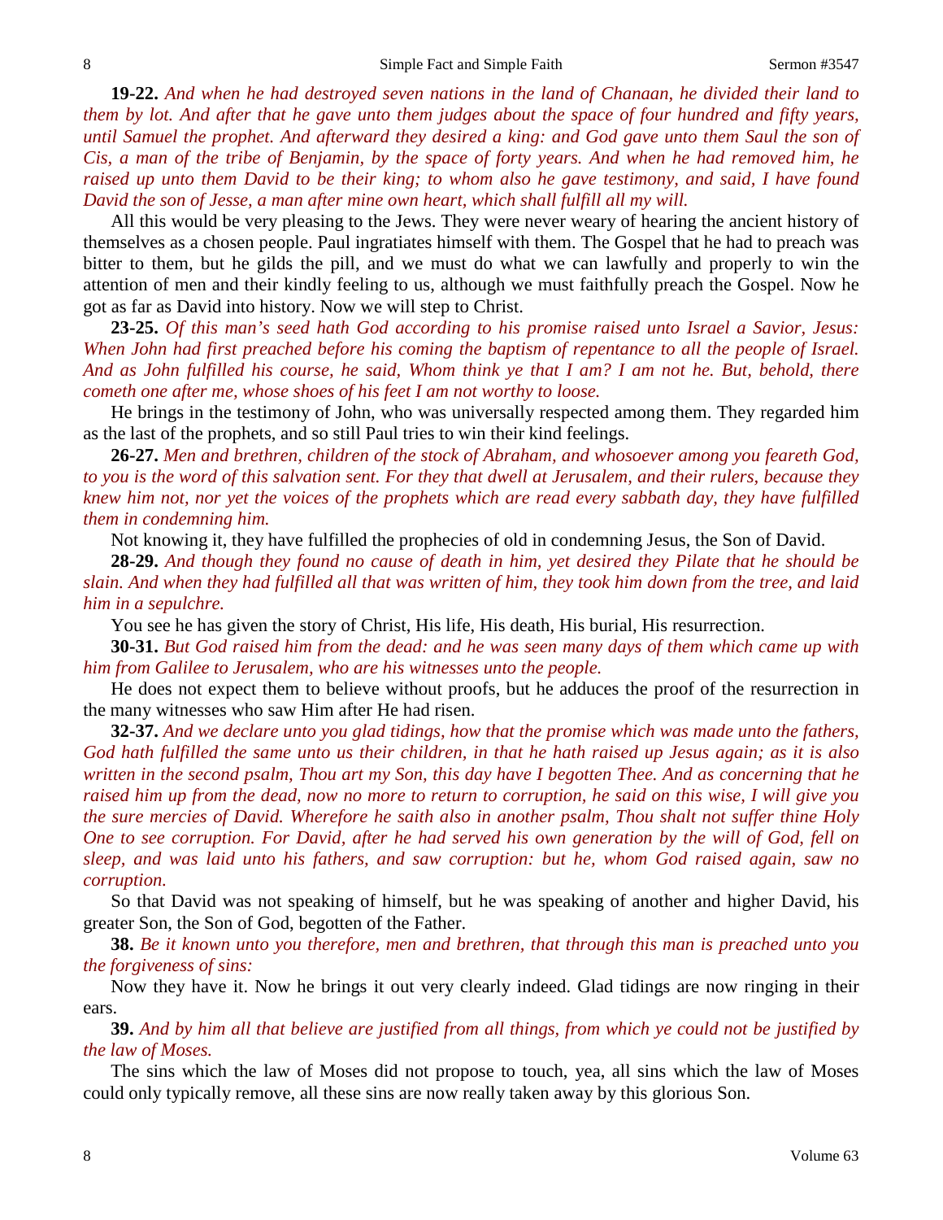**19-22.** *And when he had destroyed seven nations in the land of Chanaan, he divided their land to them by lot. And after that he gave unto them judges about the space of four hundred and fifty years, until Samuel the prophet. And afterward they desired a king: and God gave unto them Saul the son of Cis, a man of the tribe of Benjamin, by the space of forty years. And when he had removed him, he raised up unto them David to be their king; to whom also he gave testimony, and said, I have found David the son of Jesse, a man after mine own heart, which shall fulfill all my will.*

All this would be very pleasing to the Jews. They were never weary of hearing the ancient history of themselves as a chosen people. Paul ingratiates himself with them. The Gospel that he had to preach was bitter to them, but he gilds the pill, and we must do what we can lawfully and properly to win the attention of men and their kindly feeling to us, although we must faithfully preach the Gospel. Now he got as far as David into history. Now we will step to Christ.

**23-25.** *Of this man's seed hath God according to his promise raised unto Israel a Savior, Jesus: When John had first preached before his coming the baptism of repentance to all the people of Israel. And as John fulfilled his course, he said, Whom think ye that I am? I am not he. But, behold, there cometh one after me, whose shoes of his feet I am not worthy to loose.*

He brings in the testimony of John, who was universally respected among them. They regarded him as the last of the prophets, and so still Paul tries to win their kind feelings.

**26-27.** *Men and brethren, children of the stock of Abraham, and whosoever among you feareth God, to you is the word of this salvation sent. For they that dwell at Jerusalem, and their rulers, because they knew him not, nor yet the voices of the prophets which are read every sabbath day, they have fulfilled them in condemning him.*

Not knowing it, they have fulfilled the prophecies of old in condemning Jesus, the Son of David.

**28-29.** *And though they found no cause of death in him, yet desired they Pilate that he should be slain. And when they had fulfilled all that was written of him, they took him down from the tree, and laid him in a sepulchre.*

You see he has given the story of Christ, His life, His death, His burial, His resurrection.

**30-31.** *But God raised him from the dead: and he was seen many days of them which came up with him from Galilee to Jerusalem, who are his witnesses unto the people.*

He does not expect them to believe without proofs, but he adduces the proof of the resurrection in the many witnesses who saw Him after He had risen.

**32-37.** *And we declare unto you glad tidings, how that the promise which was made unto the fathers, God hath fulfilled the same unto us their children, in that he hath raised up Jesus again; as it is also written in the second psalm, Thou art my Son, this day have I begotten Thee. And as concerning that he raised him up from the dead, now no more to return to corruption, he said on this wise, I will give you the sure mercies of David. Wherefore he saith also in another psalm, Thou shalt not suffer thine Holy One to see corruption. For David, after he had served his own generation by the will of God, fell on sleep, and was laid unto his fathers, and saw corruption: but he, whom God raised again, saw no corruption.*

So that David was not speaking of himself, but he was speaking of another and higher David, his greater Son, the Son of God, begotten of the Father.

**38.** *Be it known unto you therefore, men and brethren, that through this man is preached unto you the forgiveness of sins:*

Now they have it. Now he brings it out very clearly indeed. Glad tidings are now ringing in their ears.

**39.** *And by him all that believe are justified from all things, from which ye could not be justified by the law of Moses.*

The sins which the law of Moses did not propose to touch, yea, all sins which the law of Moses could only typically remove, all these sins are now really taken away by this glorious Son.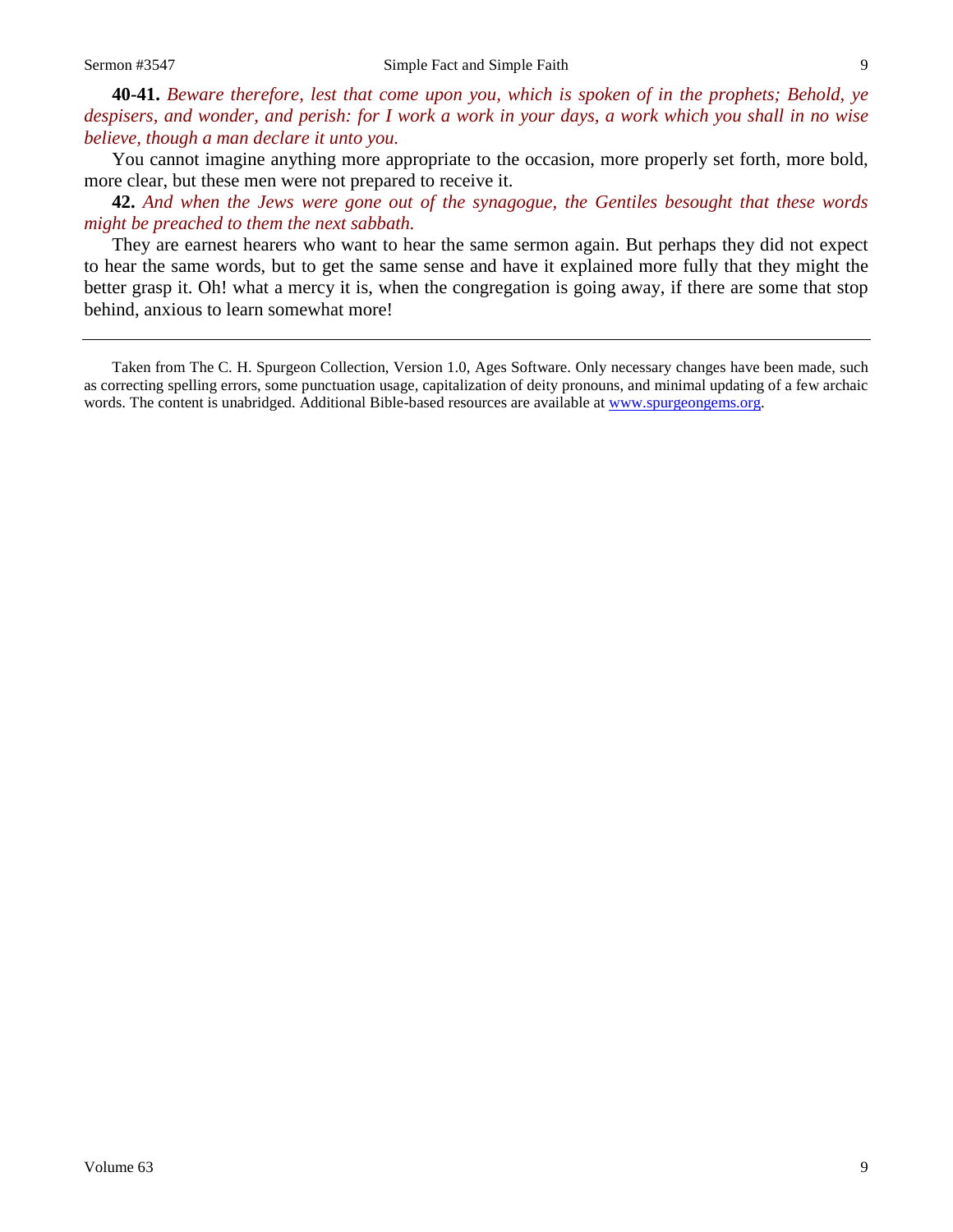**40-41.** *Beware therefore, lest that come upon you, which is spoken of in the prophets; Behold, ye despisers, and wonder, and perish: for I work a work in your days, a work which you shall in no wise believe, though a man declare it unto you.*

You cannot imagine anything more appropriate to the occasion, more properly set forth, more bold, more clear, but these men were not prepared to receive it.

**42.** *And when the Jews were gone out of the synagogue, the Gentiles besought that these words might be preached to them the next sabbath.*

They are earnest hearers who want to hear the same sermon again. But perhaps they did not expect to hear the same words, but to get the same sense and have it explained more fully that they might the better grasp it. Oh! what a mercy it is, when the congregation is going away, if there are some that stop behind, anxious to learn somewhat more!

---

Taken from The C. H. Spurgeon Collection, Version 1.0, Ages Software. Only necessary changes have been made, such as correcting spelling errors, some punctuation usage, capitalization of deity pronouns, and minimal updating of a few archaic words. The content is unabridged. Additional Bible-based resources are available at www.spurgeongems.org.